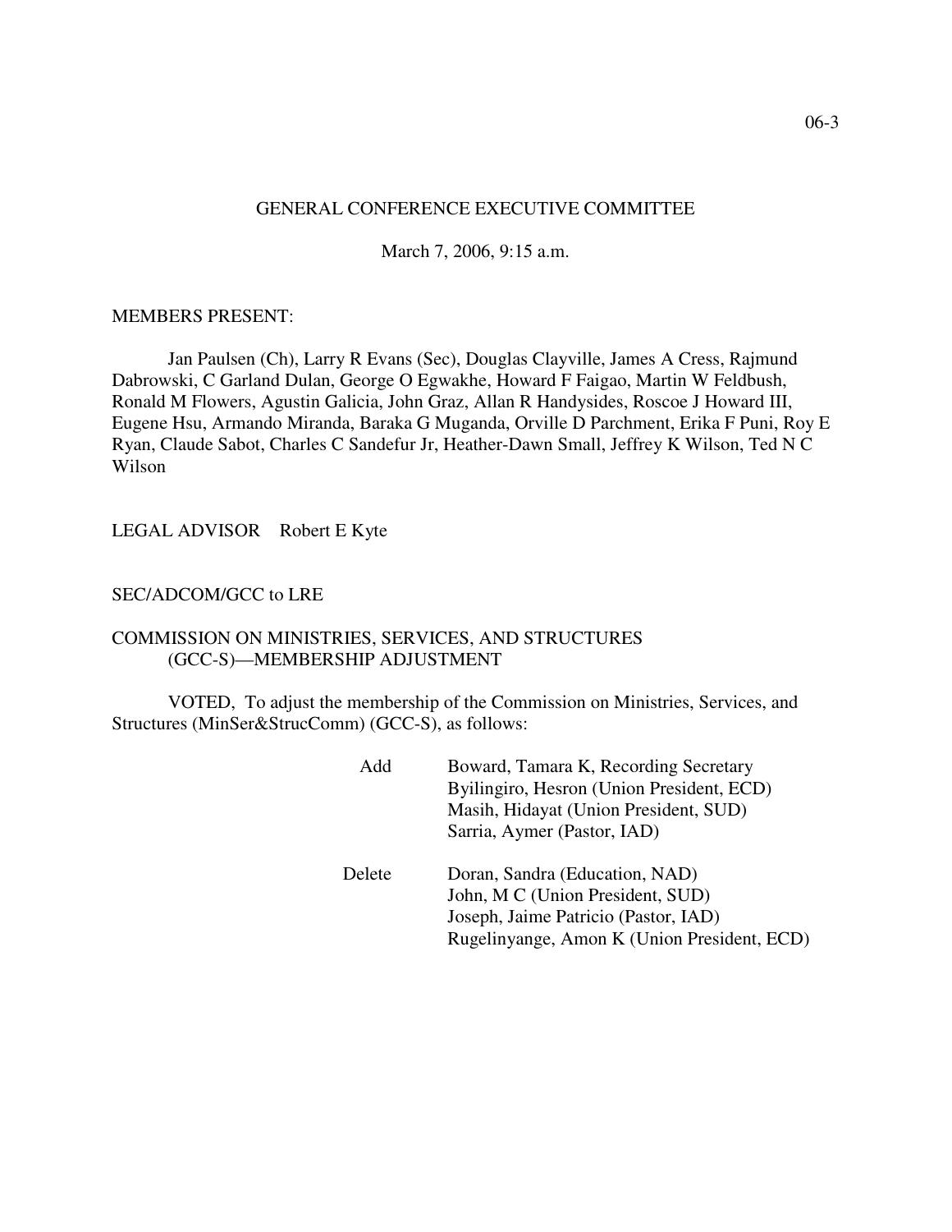# GENERAL CONFERENCE EXECUTIVE COMMITTEE

March 7, 2006, 9:15 a.m.

MEMBERS PRESENT:

Jan Paulsen (Ch), Larry R Evans (Sec), Douglas Clayville, James A Cress, Rajmund Dabrowski, C Garland Dulan, George O Egwakhe, Howard F Faigao, Martin W Feldbush, Ronald M Flowers, Agustin Galicia, John Graz, Allan R Handysides, Roscoe J Howard III, Eugene Hsu, Armando Miranda, Baraka G Muganda, Orville D Parchment, Erika F Puni, Roy E Ryan, Claude Sabot, Charles C Sandefur Jr, Heather-Dawn Small, Jeffrey K Wilson, Ted N C Wilson

LEGAL ADVISOR Robert E Kyte

SEC/ADCOM/GCC to LRE

COMMISSION ON MINISTRIES, SERVICES, AND STRUCTURES (GCC-S)—MEMBERSHIP ADJUSTMENT

VOTED, To adjust the membership of the Commission on Ministries, Services, and Structures (MinSer&StrucComm) (GCC-S), as follows:

Add
- Boward, Tamara K, Recording Secretary
- Byilingiro, Hesron (Union President, ECD)
- Masih, Hidayat (Union President, SUD)
- Sarria, Aymer (Pastor, IAD)

Delete
- Doran, Sandra (Education, NAD)
- John, M C (Union President, SUD)
- Joseph, Jaime Patricio (Pastor, IAD)
- Rugelinyange, Amon K (Union President, ECD)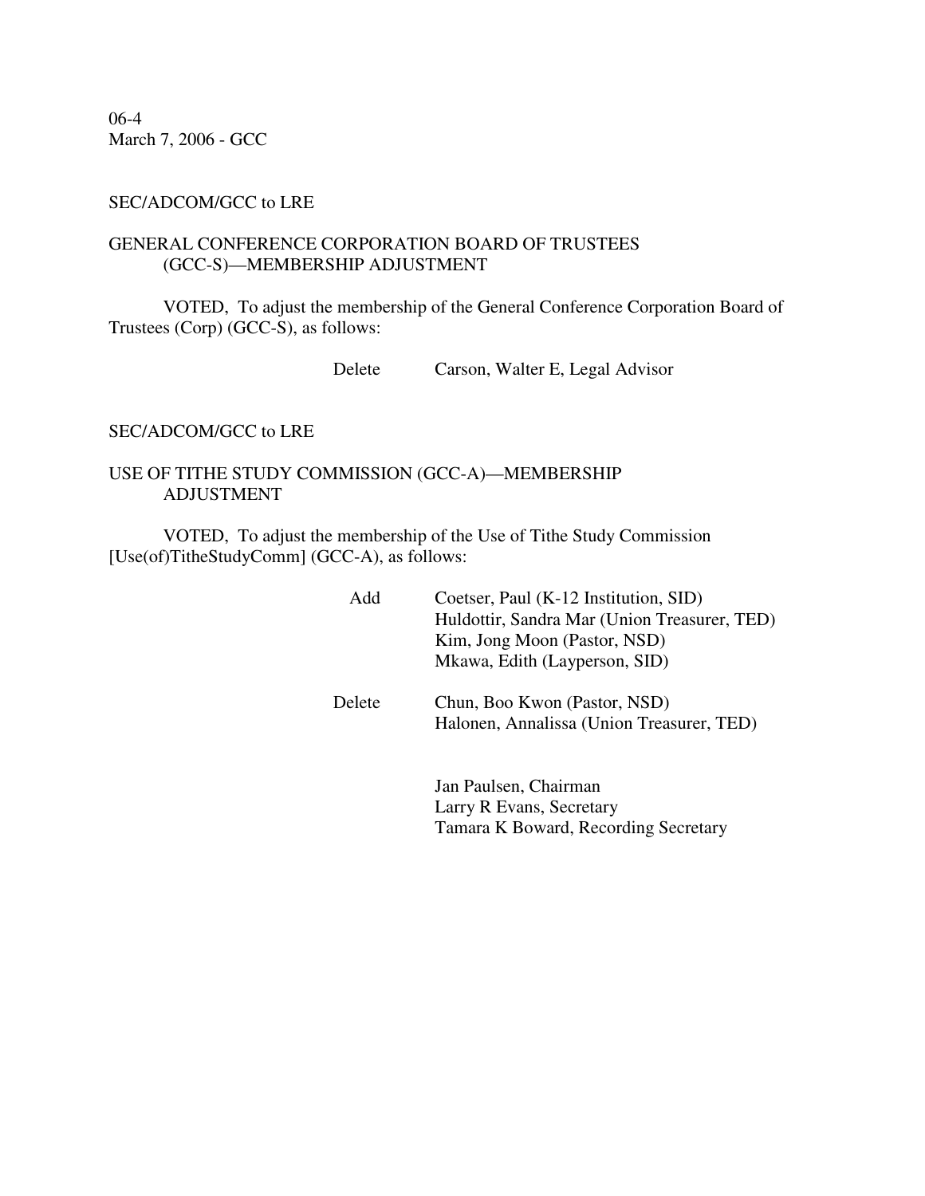06-4
March 7, 2006 - GCC

SEC/ADCOM/GCC to LRE

GENERAL CONFERENCE CORPORATION BOARD OF TRUSTEES (GCC-S)—MEMBERSHIP ADJUSTMENT

VOTED, To adjust the membership of the General Conference Corporation Board of Trustees (Corp) (GCC-S), as follows:

| | |
|---|---|
| Delete | Carson, Walter E, Legal Advisor |

SEC/ADCOM/GCC to LRE

USE OF TITHE STUDY COMMISSION (GCC-A)—MEMBERSHIP ADJUSTMENT

VOTED, To adjust the membership of the Use of Tithe Study Commission [Use(of)TitheStudyComm] (GCC-A), as follows:

| | |
|---|---|
| Add | Coetser, Paul (K-12 Institution, SID) |
| | Huldottir, Sandra Mar (Union Treasurer, TED) |
| | Kim, Jong Moon (Pastor, NSD) |
| | Mkawa, Edith (Layperson, SID) |
| Delete | Chun, Boo Kwon (Pastor, NSD) |
| | Halonen, Annalissa (Union Treasurer, TED) |

Jan Paulsen, Chairman
Larry R Evans, Secretary
Tamara K Boward, Recording Secretary